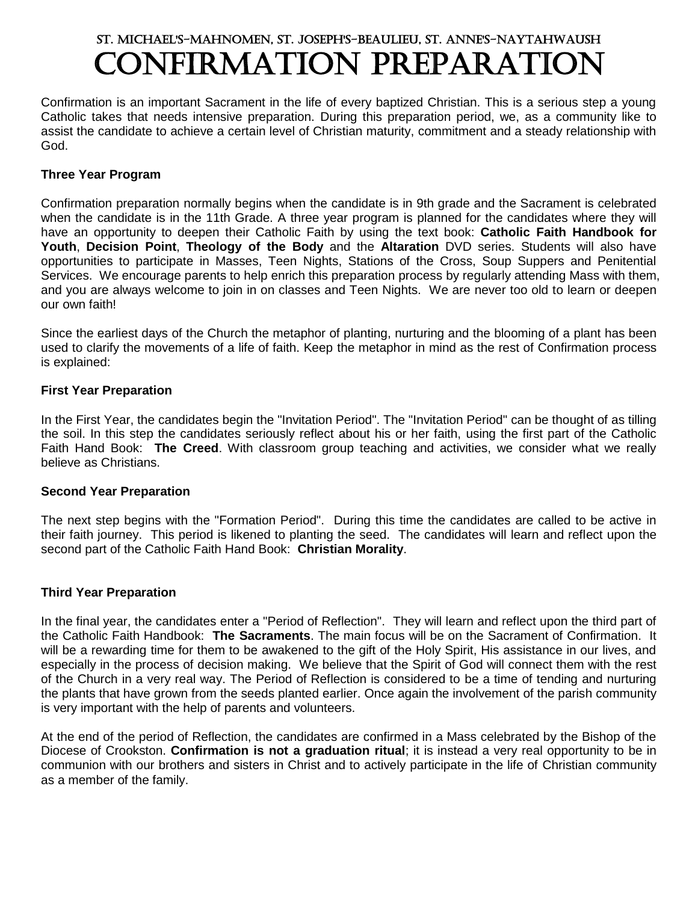## St. Michael's-Mahnomen, St. Joseph's-Beaulieu, St. Anne's-Naytahwaush

# Confirmation Preparation

Confirmation is an important Sacrament in the life of every baptized Christian. This is a serious step a young Catholic takes that needs intensive preparation. During this preparation period, we, as a community like to assist the candidate to achieve a certain level of Christian maturity, commitment and a steady relationship with God.

**Three Year Program**

Confirmation preparation normally begins when the candidate is in 9th grade and the Sacrament is celebrated when the candidate is in the 11th Grade. A three year program is planned for the candidates where they will have an opportunity to deepen their Catholic Faith by using the text book: **Catholic Faith Handbook for Youth**, **Decision Point**, **Theology of the Body** and the **Altaration** DVD series. Students will also have opportunities to participate in Masses, Teen Nights, Stations of the Cross, Soup Suppers and Penitential Services. We encourage parents to help enrich this preparation process by regularly attending Mass with them, and you are always welcome to join in on classes and Teen Nights. We are never too old to learn or deepen our own faith!

Since the earliest days of the Church the metaphor of planting, nurturing and the blooming of a plant has been used to clarify the movements of a life of faith. Keep the metaphor in mind as the rest of Confirmation process is explained:

**First Year Preparation**

In the First Year, the candidates begin the "Invitation Period". The "Invitation Period" can be thought of as tilling the soil. In this step the candidates seriously reflect about his or her faith, using the first part of the Catholic Faith Hand Book: **The Creed**. With classroom group teaching and activities, we consider what we really believe as Christians.

**Second Year Preparation**

The next step begins with the "Formation Period". During this time the candidates are called to be active in their faith journey. This period is likened to planting the seed. The candidates will learn and reflect upon the second part of the Catholic Faith Hand Book: **Christian Morality**.

**Third Year Preparation**

In the final year, the candidates enter a "Period of Reflection". They will learn and reflect upon the third part of the Catholic Faith Handbook: **The Sacraments**. The main focus will be on the Sacrament of Confirmation. It will be a rewarding time for them to be awakened to the gift of the Holy Spirit, His assistance in our lives, and especially in the process of decision making. We believe that the Spirit of God will connect them with the rest of the Church in a very real way. The Period of Reflection is considered to be a time of tending and nurturing the plants that have grown from the seeds planted earlier. Once again the involvement of the parish community is very important with the help of parents and volunteers.

At the end of the period of Reflection, the candidates are confirmed in a Mass celebrated by the Bishop of the Diocese of Crookston. **Confirmation is not a graduation ritual**; it is instead a very real opportunity to be in communion with our brothers and sisters in Christ and to actively participate in the life of Christian community as a member of the family.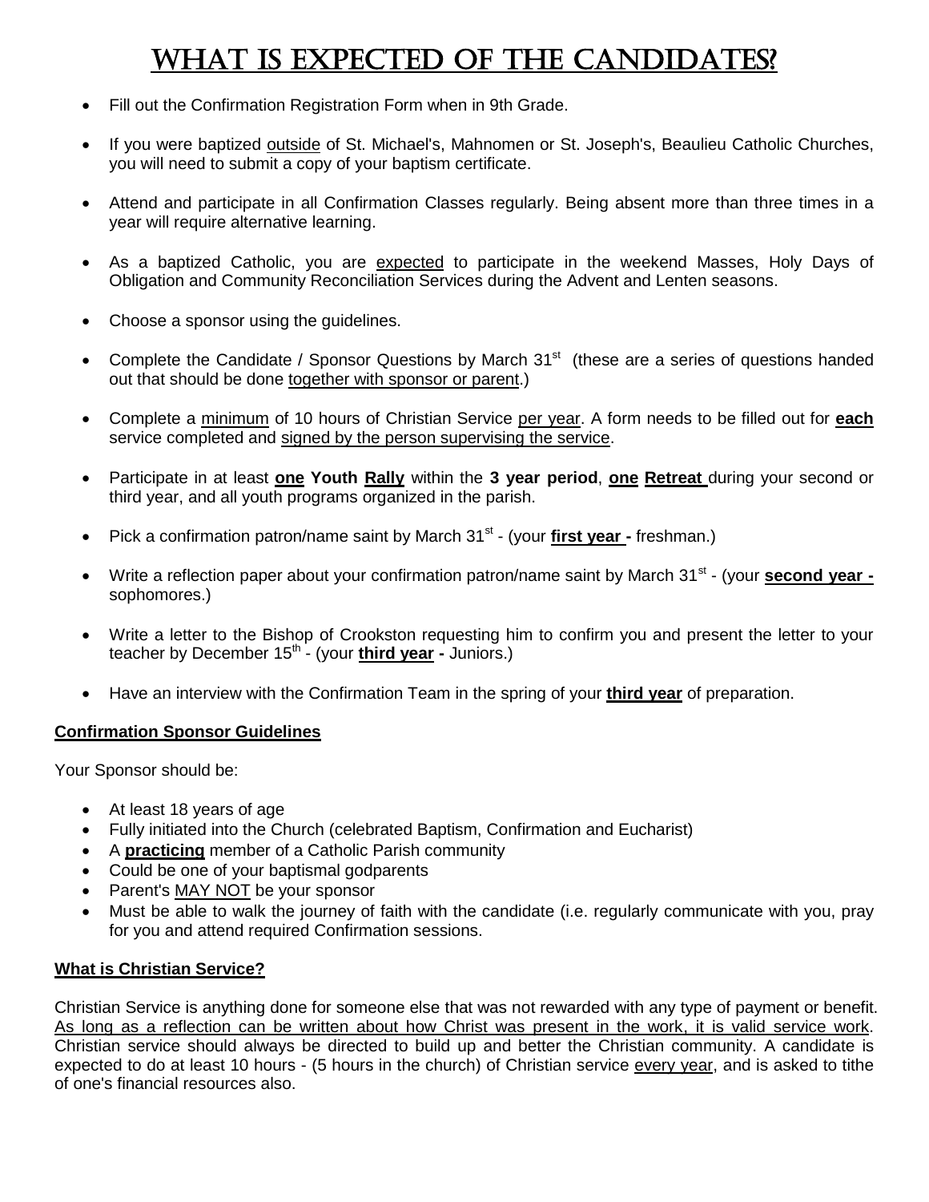# WHAT IS EXPECTED OF THE CANDIDATES?

- Fill out the Confirmation Registration Form when in 9th Grade.
- If you were baptized outside of St. Michael's, Mahnomen or St. Joseph's, Beaulieu Catholic Churches, you will need to submit a copy of your baptism certificate.
- Attend and participate in all Confirmation Classes regularly. Being absent more than three times in a year will require alternative learning.
- As a baptized Catholic, you are expected to participate in the weekend Masses, Holy Days of Obligation and Community Reconciliation Services during the Advent and Lenten seasons.
- Choose a sponsor using the guidelines.
- Complete the Candidate / Sponsor Questions by March 31st (these are a series of questions handed out that should be done together with sponsor or parent.)
- Complete a minimum of 10 hours of Christian Service per year. A form needs to be filled out for **each** service completed and signed by the person supervising the service.
- Participate in at least **one Youth Rally** within the **3 year period**, **one Retreat** during your second or third year, and all youth programs organized in the parish.
- Pick a confirmation patron/name saint by March 31st - (your **first year -** freshman.)
- Write a reflection paper about your confirmation patron/name saint by March 31st - (your **second year -** sophomores.)
- Write a letter to the Bishop of Crookston requesting him to confirm you and present the letter to your teacher by December 15th - (your **third year -** Juniors.)
- Have an interview with the Confirmation Team in the spring of your **third year** of preparation.

**Confirmation Sponsor Guidelines**

Your Sponsor should be:

- At least 18 years of age
- Fully initiated into the Church (celebrated Baptism, Confirmation and Eucharist)
- A **practicing** member of a Catholic Parish community
- Could be one of your baptismal godparents
- Parent's MAY NOT be your sponsor
- Must be able to walk the journey of faith with the candidate (i.e. regularly communicate with you, pray for you and attend required Confirmation sessions.

**What is Christian Service?**

Christian Service is anything done for someone else that was not rewarded with any type of payment or benefit. As long as a reflection can be written about how Christ was present in the work, it is valid service work. Christian service should always be directed to build up and better the Christian community. A candidate is expected to do at least 10 hours - (5 hours in the church) of Christian service every year, and is asked to tithe of one's financial resources also.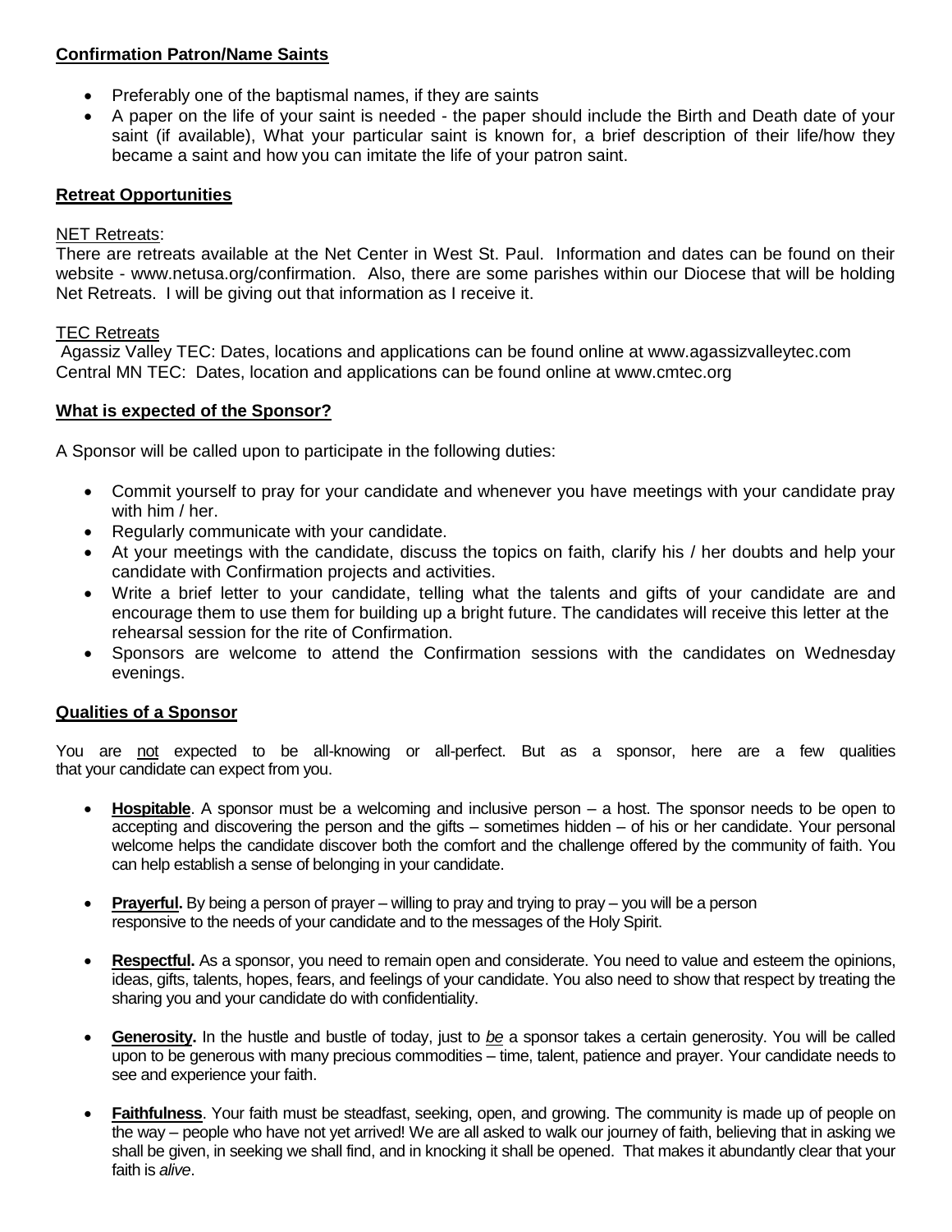## **Confirmation Patron/Name Saints**

- Preferably one of the baptismal names, if they are saints
- A paper on the life of your saint is needed - the paper should include the Birth and Death date of your saint (if available), What your particular saint is known for, a brief description of their life/how they became a saint and how you can imitate the life of your patron saint.

## **Retreat Opportunities**

NET Retreats:

There are retreats available at the Net Center in West St. Paul. Information and dates can be found on their website - www.netusa.org/confirmation. Also, there are some parishes within our Diocese that will be holding Net Retreats. I will be giving out that information as I receive it.

TEC Retreats

Agassiz Valley TEC: Dates, locations and applications can be found online at www.agassizvalleytec.com
Central MN TEC: Dates, location and applications can be found online at www.cmtec.org

## **What is expected of the Sponsor?**

A Sponsor will be called upon to participate in the following duties:

- Commit yourself to pray for your candidate and whenever you have meetings with your candidate pray with him / her.
- Regularly communicate with your candidate.
- At your meetings with the candidate, discuss the topics on faith, clarify his / her doubts and help your candidate with Confirmation projects and activities.
- Write a brief letter to your candidate, telling what the talents and gifts of your candidate are and encourage them to use them for building up a bright future. The candidates will receive this letter at the rehearsal session for the rite of Confirmation.
- Sponsors are welcome to attend the Confirmation sessions with the candidates on Wednesday evenings.

## **Qualities of a Sponsor**

You are not expected to be all-knowing or all-perfect. But as a sponsor, here are a few qualities that your candidate can expect from you.

- **Hospitable**. A sponsor must be a welcoming and inclusive person – a host. The sponsor needs to be open to accepting and discovering the person and the gifts – sometimes hidden – of his or her candidate. Your personal welcome helps the candidate discover both the comfort and the challenge offered by the community of faith. You can help establish a sense of belonging in your candidate.

- **Prayerful.** By being a person of prayer – willing to pray and trying to pray – you will be a person responsive to the needs of your candidate and to the messages of the Holy Spirit.

- **Respectful.** As a sponsor, you need to remain open and considerate. You need to value and esteem the opinions, ideas, gifts, talents, hopes, fears, and feelings of your candidate. You also need to show that respect by treating the sharing you and your candidate do with confidentiality.

- **Generosity.** In the hustle and bustle of today, just to *be* a sponsor takes a certain generosity. You will be called upon to be generous with many precious commodities – time, talent, patience and prayer. Your candidate needs to see and experience your faith.

- **Faithfulness**. Your faith must be steadfast, seeking, open, and growing. The community is made up of people on the way – people who have not yet arrived! We are all asked to walk our journey of faith, believing that in asking we shall be given, in seeking we shall find, and in knocking it shall be opened. That makes it abundantly clear that your faith is *alive*.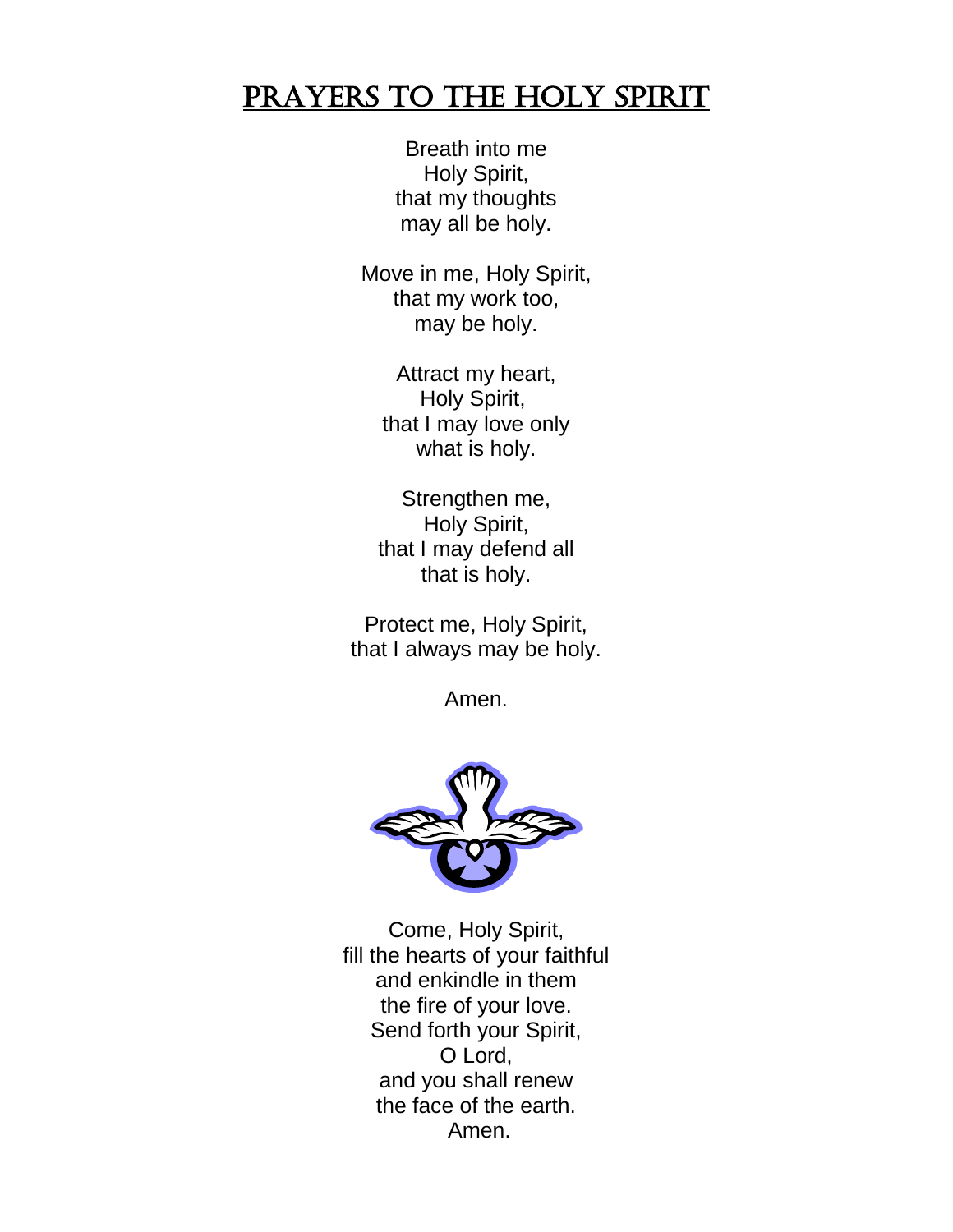# Prayers to the Holy Spirit

Breath into me  
Holy Spirit,  
that my thoughts  
may all be holy.

Move in me, Holy Spirit,  
that my work too,  
may be holy.

Attract my heart,  
Holy Spirit,  
that I may love only  
what is holy.

Strengthen me,  
Holy Spirit,  
that I may defend all  
that is holy.

Protect me, Holy Spirit,  
that I always may be holy.

Amen.

Come, Holy Spirit,  
fill the hearts of your faithful  
and enkindle in them  
the fire of your love.  
Send forth your Spirit,  
O Lord,  
and you shall renew  
the face of the earth.  
Amen.